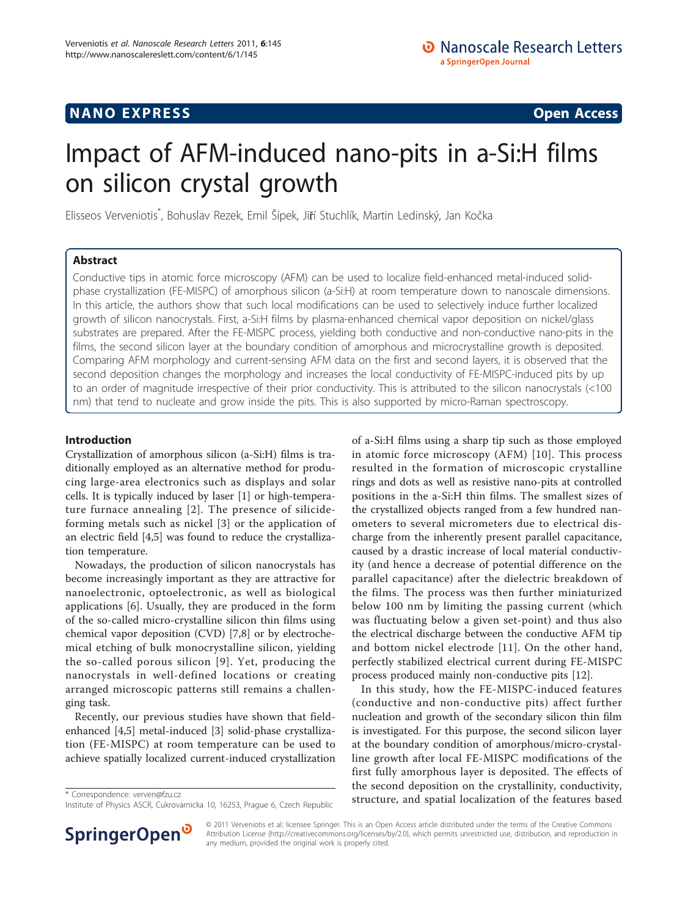**NANO EXPRESS** **Open Access**

# Impact of AFM-induced nano-pits in a-Si:H films on silicon crystal growth

Elisseos Verveniotis*, Bohuslav Rezek, Emil Šípek, Jiří Stuchlík, Martin Ledinský, Jan Kočka

## Abstract

Conductive tips in atomic force microscopy (AFM) can be used to localize field-enhanced metal-induced solid-phase crystallization (FE-MISPC) of amorphous silicon (a-Si:H) at room temperature down to nanoscale dimensions. In this article, the authors show that such local modifications can be used to selectively induce further localized growth of silicon nanocrystals. First, a-Si:H films by plasma-enhanced chemical vapor deposition on nickel/glass substrates are prepared. After the FE-MISPC process, yielding both conductive and non-conductive nano-pits in the films, the second silicon layer at the boundary condition of amorphous and microcrystalline growth is deposited. Comparing AFM morphology and current-sensing AFM data on the first and second layers, it is observed that the second deposition changes the morphology and increases the local conductivity of FE-MISPC-induced pits by up to an order of magnitude irrespective of their prior conductivity. This is attributed to the silicon nanocrystals (<100 nm) that tend to nucleate and grow inside the pits. This is also supported by micro-Raman spectroscopy.

## Introduction

Crystallization of amorphous silicon (a-Si:H) films is traditionally employed as an alternative method for producing large-area electronics such as displays and solar cells. It is typically induced by laser [1] or high-temperature furnace annealing [2]. The presence of silicide-forming metals such as nickel [3] or the application of an electric field [4,5] was found to reduce the crystallization temperature.

Nowadays, the production of silicon nanocrystals has become increasingly important as they are attractive for nanoelectronic, optoelectronic, as well as biological applications [6]. Usually, they are produced in the form of the so-called micro-crystalline silicon thin films using chemical vapor deposition (CVD) [7,8] or by electrochemical etching of bulk monocrystalline silicon, yielding the so-called porous silicon [9]. Yet, producing the nanocrystals in well-defined locations or creating arranged microscopic patterns still remains a challenging task.

Recently, our previous studies have shown that field-enhanced [4,5] metal-induced [3] solid-phase crystallization (FE-MISPC) at room temperature can be used to achieve spatially localized current-induced crystallization of a-Si:H films using a sharp tip such as those employed in atomic force microscopy (AFM) [10]. This process resulted in the formation of microscopic crystalline rings and dots as well as resistive nano-pits at controlled positions in the a-Si:H thin films. The smallest sizes of the crystallized objects ranged from a few hundred nanometers to several micrometers due to electrical discharge from the inherently present parallel capacitance, caused by a drastic increase of local material conductivity (and hence a decrease of potential difference on the parallel capacitance) after the dielectric breakdown of the films. The process was then further miniaturized below 100 nm by limiting the passing current (which was fluctuating below a given set-point) and thus also the electrical discharge between the conductive AFM tip and bottom nickel electrode [11]. On the other hand, perfectly stabilized electrical current during FE-MISPC process produced mainly non-conductive pits [12].

In this study, how the FE-MISPC-induced features (conductive and non-conductive pits) affect further nucleation and growth of the secondary silicon thin film is investigated. For this purpose, the second silicon layer at the boundary condition of amorphous/micro-crystalline growth after local FE-MISPC modifications of the first fully amorphous layer is deposited. The effects of the second deposition on the crystallinity, conductivity, structure, and spatial localization of the features based

* Correspondence: verven@fzu.cz
Institute of Physics ASCR, Cukrovarnicka 10, 16253, Prague 6, Czech Republic

© 2011 Verveniotis et al; licensee Springer. This is an Open Access article distributed under the terms of the Creative Commons Attribution License (http://creativecommons.org/licenses/by/2.0), which permits unrestricted use, distribution, and reproduction in any medium, provided the original work is properly cited.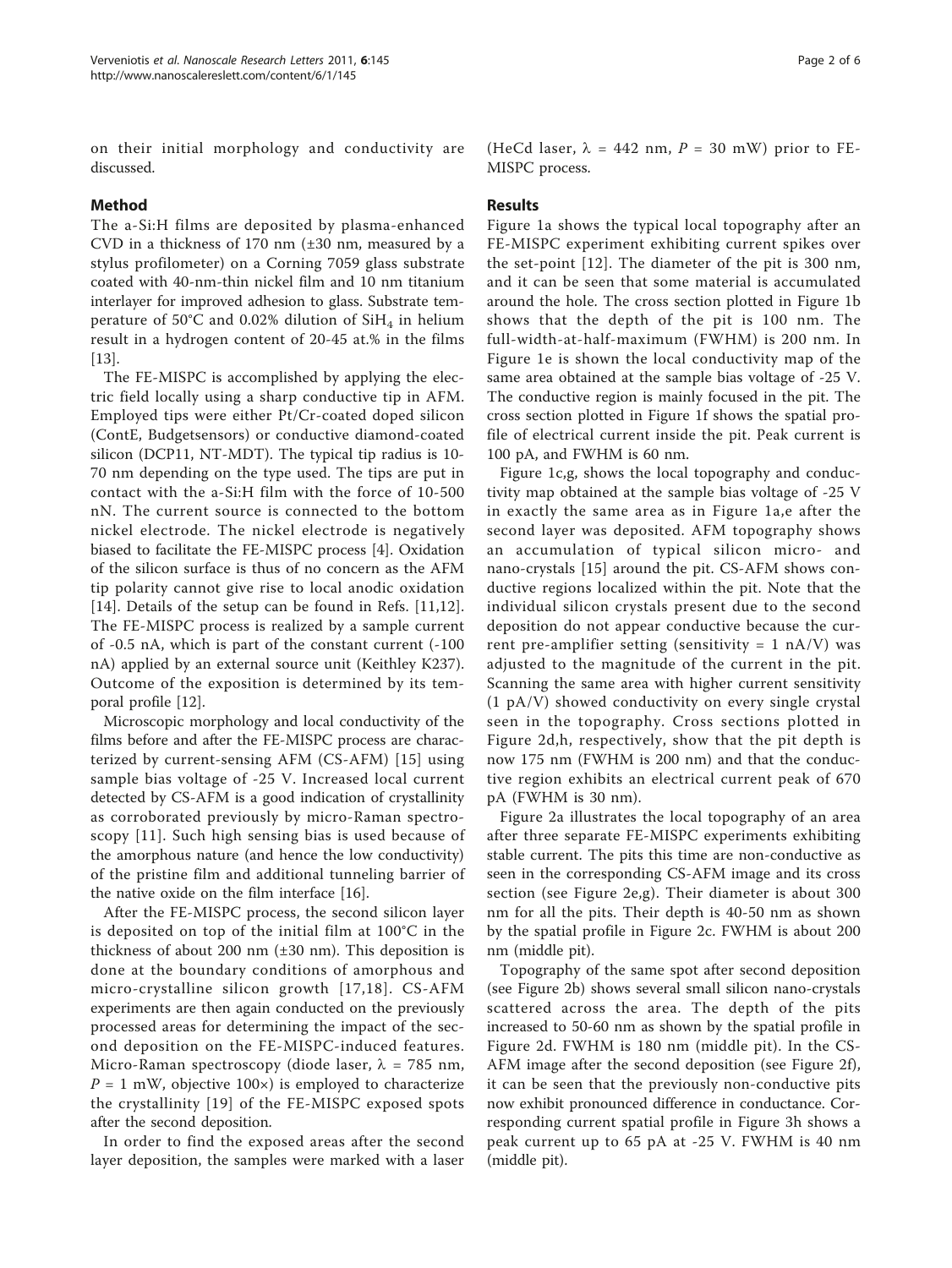on their initial morphology and conductivity are discussed.

## Method

The a-Si:H films are deposited by plasma-enhanced CVD in a thickness of 170 nm (±30 nm, measured by a stylus profilometer) on a Corning 7059 glass substrate coated with 40-nm-thin nickel film and 10 nm titanium interlayer for improved adhesion to glass. Substrate temperature of 50°C and 0.02% dilution of $SiH_4$ in helium result in a hydrogen content of 20-45 at.% in the films [13].

The FE-MISPC is accomplished by applying the electric field locally using a sharp conductive tip in AFM. Employed tips were either Pt/Cr-coated doped silicon (ContE, Budgetsensors) or conductive diamond-coated silicon (DCP11, NT-MDT). The typical tip radius is 10-70 nm depending on the type used. The tips are put in contact with the a-Si:H film with the force of 10-500 nN. The current source is connected to the bottom nickel electrode. The nickel electrode is negatively biased to facilitate the FE-MISPC process [4]. Oxidation of the silicon surface is thus of no concern as the AFM tip polarity cannot give rise to local anodic oxidation [14]. Details of the setup can be found in Refs. [11,12]. The FE-MISPC process is realized by a sample current of -0.5 nA, which is part of the constant current (-100 nA) applied by an external source unit (Keithley K237). Outcome of the exposition is determined by its temporal profile [12].

Microscopic morphology and local conductivity of the films before and after the FE-MISPC process are characterized by current-sensing AFM (CS-AFM) [15] using sample bias voltage of -25 V. Increased local current detected by CS-AFM is a good indication of crystallinity as corroborated previously by micro-Raman spectroscopy [11]. Such high sensing bias is used because of the amorphous nature (and hence the low conductivity) of the pristine film and additional tunneling barrier of the native oxide on the film interface [16].

After the FE-MISPC process, the second silicon layer is deposited on top of the initial film at 100°C in the thickness of about 200 nm (±30 nm). This deposition is done at the boundary conditions of amorphous and micro-crystalline silicon growth [17,18]. CS-AFM experiments are then again conducted on the previously processed areas for determining the impact of the second deposition on the FE-MISPC-induced features. Micro-Raman spectroscopy (diode laser, $\lambda$ = 785 nm, $P$ = 1 mW, objective 100×) is employed to characterize the crystallinity [19] of the FE-MISPC exposed spots after the second deposition.

In order to find the exposed areas after the second layer deposition, the samples were marked with a laser (HeCd laser, $\lambda$ = 442 nm, $P$ = 30 mW) prior to FE-MISPC process.

## Results

Figure 1a shows the typical local topography after an FE-MISPC experiment exhibiting current spikes over the set-point [12]. The diameter of the pit is 300 nm, and it can be seen that some material is accumulated around the hole. The cross section plotted in Figure 1b shows that the depth of the pit is 100 nm. The full-width-at-half-maximum (FWHM) is 200 nm. In Figure 1e is shown the local conductivity map of the same area obtained at the sample bias voltage of -25 V. The conductive region is mainly focused in the pit. The cross section plotted in Figure 1f shows the spatial profile of electrical current inside the pit. Peak current is 100 pA, and FWHM is 60 nm.

Figure 1c,g, shows the local topography and conductivity map obtained at the sample bias voltage of -25 V in exactly the same area as in Figure 1a,e after the second layer was deposited. AFM topography shows an accumulation of typical silicon micro- and nano-crystals [15] around the pit. CS-AFM shows conductive regions localized within the pit. Note that the individual silicon crystals present due to the second deposition do not appear conductive because the current pre-amplifier setting (sensitivity = 1 nA/V) was adjusted to the magnitude of the current in the pit. Scanning the same area with higher current sensitivity (1 pA/V) showed conductivity on every single crystal seen in the topography. Cross sections plotted in Figure 2d,h, respectively, show that the pit depth is now 175 nm (FWHM is 200 nm) and that the conductive region exhibits an electrical current peak of 670 pA (FWHM is 30 nm).

Figure 2a illustrates the local topography of an area after three separate FE-MISPC experiments exhibiting stable current. The pits this time are non-conductive as seen in the corresponding CS-AFM image and its cross section (see Figure 2e,g). Their diameter is about 300 nm for all the pits. Their depth is 40-50 nm as shown by the spatial profile in Figure 2c. FWHM is about 200 nm (middle pit).

Topography of the same spot after second deposition (see Figure 2b) shows several small silicon nano-crystals scattered across the area. The depth of the pits increased to 50-60 nm as shown by the spatial profile in Figure 2d. FWHM is 180 nm (middle pit). In the CS-AFM image after the second deposition (see Figure 2f), it can be seen that the previously non-conductive pits now exhibit pronounced difference in conductance. Corresponding current spatial profile in Figure 3h shows a peak current up to 65 pA at -25 V. FWHM is 40 nm (middle pit).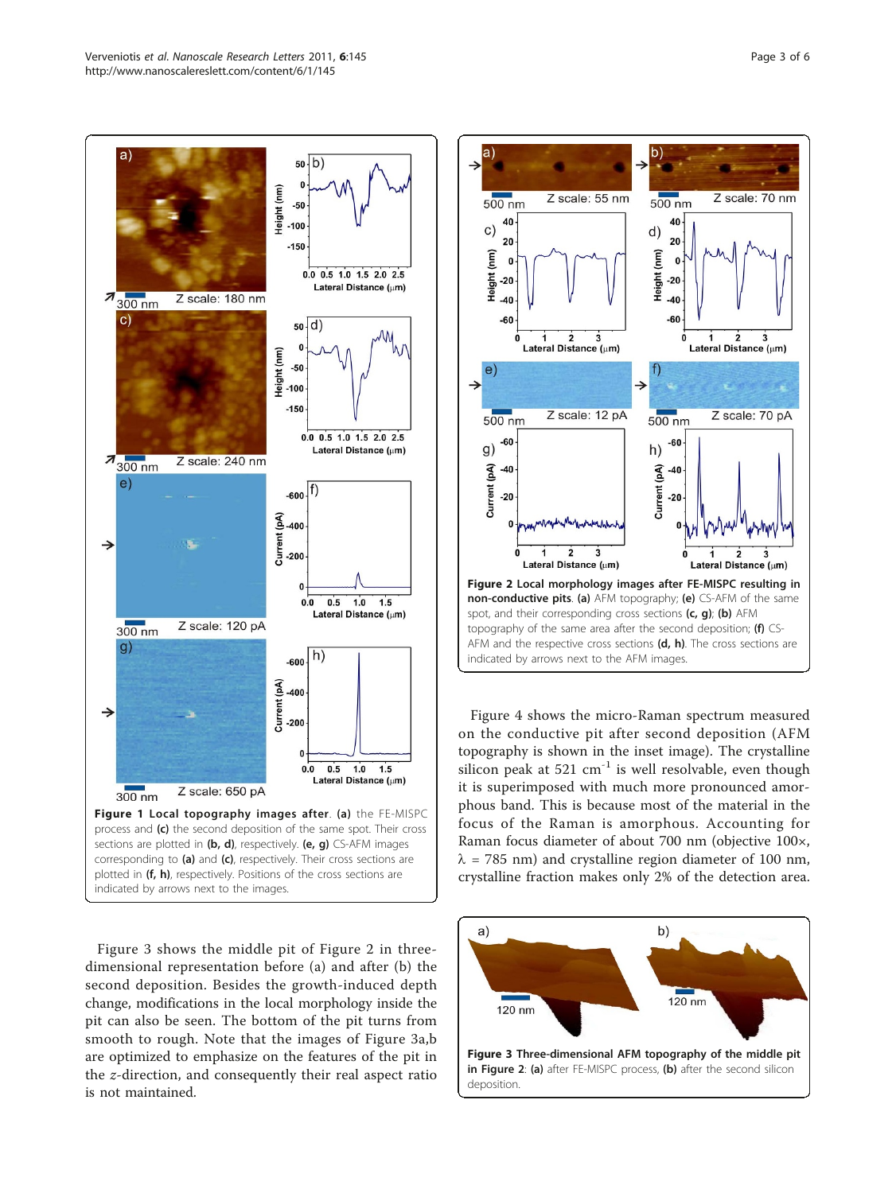**Figure 1 Local topography images after**. **(a)** the FE-MISPC process and **(c)** the second deposition of the same spot. Their cross sections are plotted in **(b, d)**, respectively. **(e, g)** CS-AFM images corresponding to **(a)** and **(c)**, respectively. Their cross sections are plotted in **(f, h)**, respectively. Positions of the cross sections are indicated by arrows next to the images.

**Figure 2 Local morphology images after FE-MISPC resulting in non-conductive pits**. **(a)** AFM topography; **(e)** CS-AFM of the same spot, and their corresponding cross sections **(c, g)**; **(b)** AFM topography of the same area after the second deposition; **(f)** CS-AFM and the respective cross sections **(d, h)**. The cross sections are indicated by arrows next to the AFM images.

Figure 3 shows the middle pit of Figure 2 in three-dimensional representation before (a) and after (b) the second deposition. Besides the growth-induced depth change, modifications in the local morphology inside the pit can also be seen. The bottom of the pit turns from smooth to rough. Note that the images of Figure 3a,b are optimized to emphasize on the features of the pit in the *z*-direction, and consequently their real aspect ratio is not maintained.

Figure 4 shows the micro-Raman spectrum measured on the conductive pit after second deposition (AFM topography is shown in the inset image). The crystalline silicon peak at 521 $cm^{-1}$ is well resolvable, even though it is superimposed with much more pronounced amorphous band. This is because most of the material in the focus of the Raman is amorphous. Accounting for Raman focus diameter of about 700 nm (objective 100×, $\lambda$ = 785 nm) and crystalline region diameter of 100 nm, crystalline fraction makes only 2% of the detection area.

**Figure 3 Three-dimensional AFM topography of the middle pit in Figure 2**: **(a)** after FE-MISPC process, **(b)** after the second silicon deposition.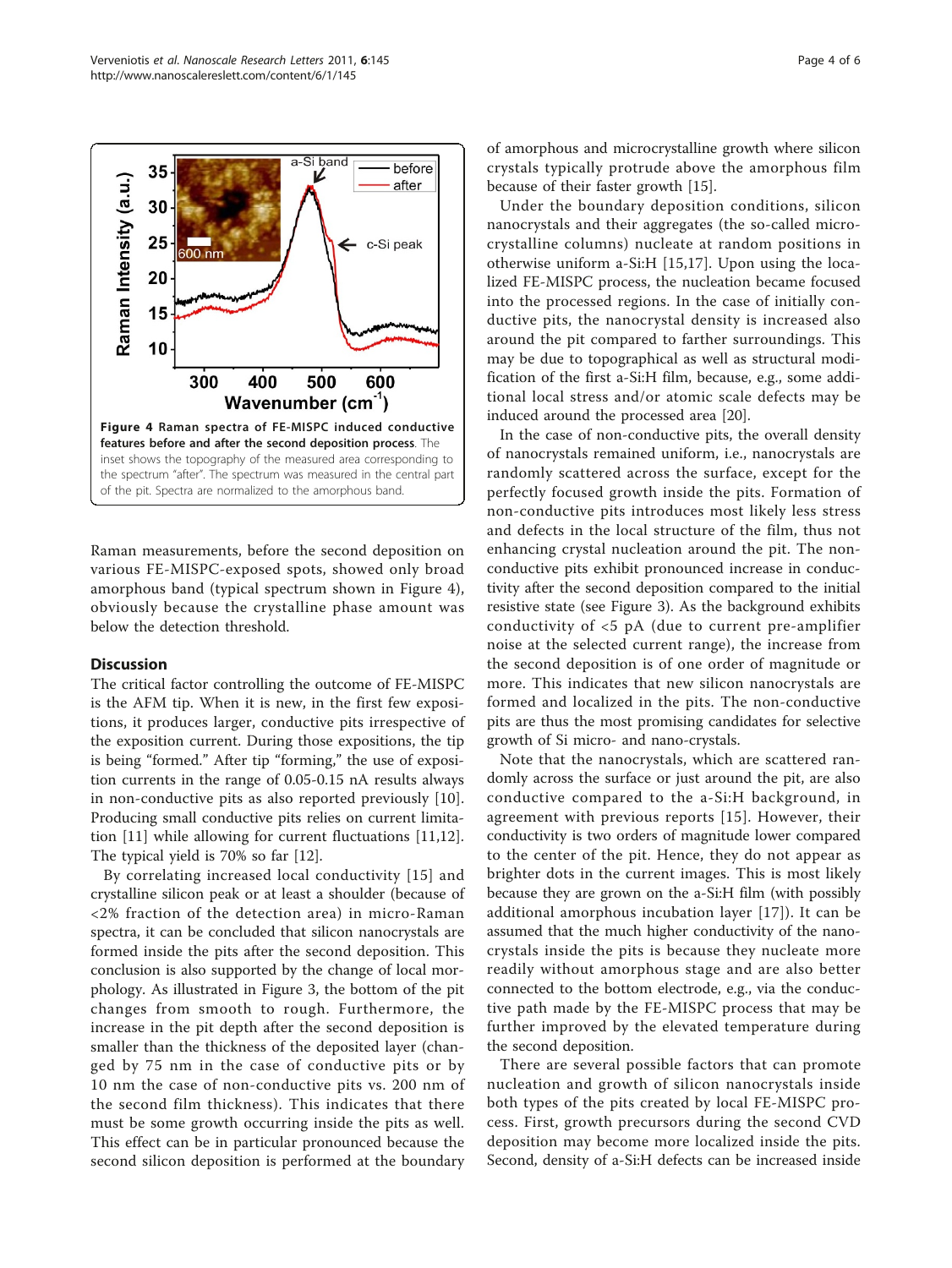**Figure 4 Raman spectra of FE-MISPC induced conductive features before and after the second deposition process**. The inset shows the topography of the measured area corresponding to the spectrum "after". The spectrum was measured in the central part of the pit. Spectra are normalized to the amorphous band.

Raman measurements, before the second deposition on various FE-MISPC-exposed spots, showed only broad amorphous band (typical spectrum shown in Figure 4), obviously because the crystalline phase amount was below the detection threshold.

## Discussion

The critical factor controlling the outcome of FE-MISPC is the AFM tip. When it is new, in the first few expositions, it produces larger, conductive pits irrespective of the exposition current. During those expositions, the tip is being "formed." After tip "forming," the use of exposition currents in the range of 0.05-0.15 nA results always in non-conductive pits as also reported previously [10]. Producing small conductive pits relies on current limitation [11] while allowing for current fluctuations [11,12]. The typical yield is 70% so far [12].

By correlating increased local conductivity [15] and crystalline silicon peak or at least a shoulder (because of <2% fraction of the detection area) in micro-Raman spectra, it can be concluded that silicon nanocrystals are formed inside the pits after the second deposition. This conclusion is also supported by the change of local morphology. As illustrated in Figure 3, the bottom of the pit changes from smooth to rough. Furthermore, the increase in the pit depth after the second deposition is smaller than the thickness of the deposited layer (changed by 75 nm in the case of conductive pits or by 10 nm the case of non-conductive pits vs. 200 nm of the second film thickness). This indicates that there must be some growth occurring inside the pits as well. This effect can be in particular pronounced because the second silicon deposition is performed at the boundary of amorphous and microcrystalline growth where silicon crystals typically protrude above the amorphous film because of their faster growth [15].

Under the boundary deposition conditions, silicon nanocrystals and their aggregates (the so-called microcrystalline columns) nucleate at random positions in otherwise uniform a-Si:H [15,17]. Upon using the localized FE-MISPC process, the nucleation became focused into the processed regions. In the case of initially conductive pits, the nanocrystal density is increased also around the pit compared to farther surroundings. This may be due to topographical as well as structural modification of the first a-Si:H film, because, e.g., some additional local stress and/or atomic scale defects may be induced around the processed area [20].

In the case of non-conductive pits, the overall density of nanocrystals remained uniform, i.e., nanocrystals are randomly scattered across the surface, except for the perfectly focused growth inside the pits. Formation of non-conductive pits introduces most likely less stress and defects in the local structure of the film, thus not enhancing crystal nucleation around the pit. The non-conductive pits exhibit pronounced increase in conductivity after the second deposition compared to the initial resistive state (see Figure 3). As the background exhibits conductivity of <5 pA (due to current pre-amplifier noise at the selected current range), the increase from the second deposition is of one order of magnitude or more. This indicates that new silicon nanocrystals are formed and localized in the pits. The non-conductive pits are thus the most promising candidates for selective growth of Si micro- and nano-crystals.

Note that the nanocrystals, which are scattered randomly across the surface or just around the pit, are also conductive compared to the a-Si:H background, in agreement with previous reports [15]. However, their conductivity is two orders of magnitude lower compared to the center of the pit. Hence, they do not appear as brighter dots in the current images. This is most likely because they are grown on the a-Si:H film (with possibly additional amorphous incubation layer [17]). It can be assumed that the much higher conductivity of the nanocrystals inside the pits is because they nucleate more readily without amorphous stage and are also better connected to the bottom electrode, e.g., via the conductive path made by the FE-MISPC process that may be further improved by the elevated temperature during the second deposition.

There are several possible factors that can promote nucleation and growth of silicon nanocrystals inside both types of the pits created by local FE-MISPC process. First, growth precursors during the second CVD deposition may become more localized inside the pits. Second, density of a-Si:H defects can be increased inside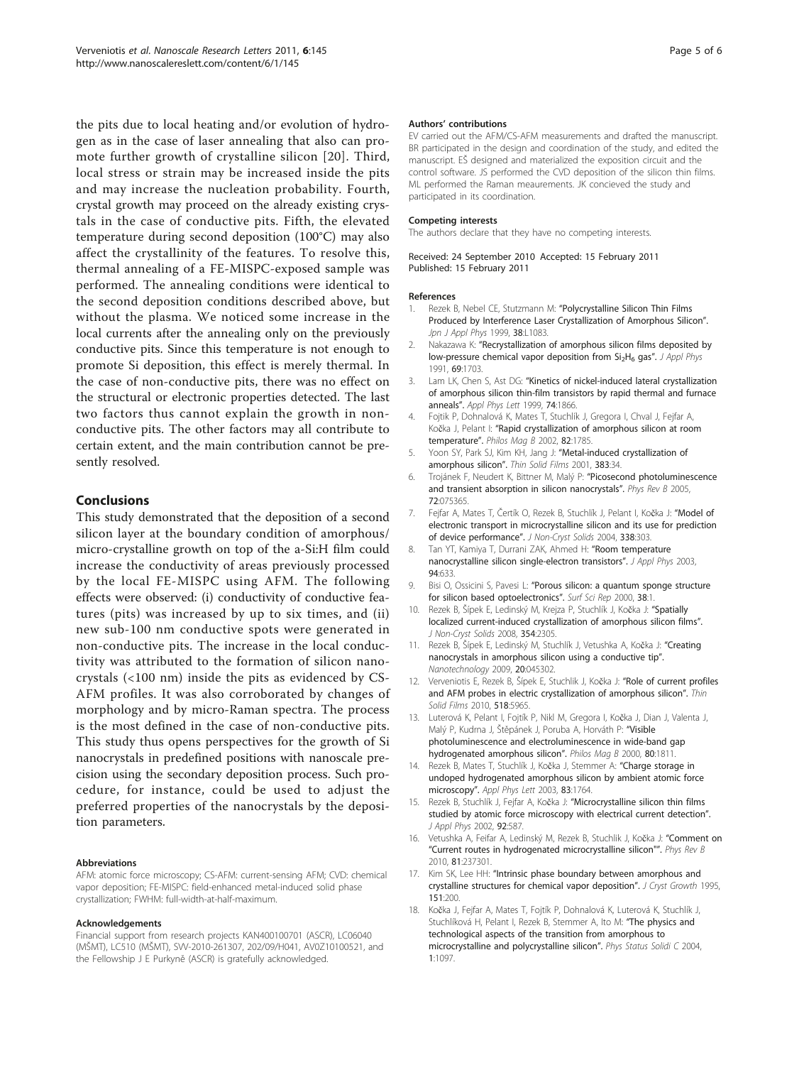the pits due to local heating and/or evolution of hydrogen as in the case of laser annealing that also can promote further growth of crystalline silicon [20]. Third, local stress or strain may be increased inside the pits and may increase the nucleation probability. Fourth, crystal growth may proceed on the already existing crystals in the case of conductive pits. Fifth, the elevated temperature during second deposition (100°C) may also affect the crystallinity of the features. To resolve this, thermal annealing of a FE-MISPC-exposed sample was performed. The annealing conditions were identical to the second deposition conditions described above, but without the plasma. We noticed some increase in the local currents after the annealing only on the previously conductive pits. Since this temperature is not enough to promote Si deposition, this effect is merely thermal. In the case of non-conductive pits, there was no effect on the structural or electronic properties detected. The last two factors thus cannot explain the growth in non-conductive pits. The other factors may all contribute to certain extent, and the main contribution cannot be presently resolved.

## Conclusions

This study demonstrated that the deposition of a second silicon layer at the boundary condition of amorphous/micro-crystalline growth on top of the a-Si:H film could increase the conductivity of areas previously processed by the local FE-MISPC using AFM. The following effects were observed: (i) conductivity of conductive features (pits) was increased by up to six times, and (ii) new sub-100 nm conductive spots were generated in non-conductive pits. The increase in the local conductivity was attributed to the formation of silicon nanocrystals (<100 nm) inside the pits as evidenced by CS-AFM profiles. It was also corroborated by changes of morphology and by micro-Raman spectra. The process is the most defined in the case of non-conductive pits. This study thus opens perspectives for the growth of Si nanocrystals in predefined positions with nanoscale precision using the secondary deposition process. Such procedure, for instance, could be used to adjust the preferred properties of the nanocrystals by the deposition parameters.

#### Abbreviations

AFM: atomic force microscopy; CS-AFM: current-sensing AFM; CVD: chemical vapor deposition; FE-MISPC: field-enhanced metal-induced solid phase crystallization; FWHM: full-width-at-half-maximum.

#### Acknowledgements

Financial support from research projects KAN400100701 (ASCR), LC06040 (MŠMT), LC510 (MŠMT), SVV-2010-261307, 202/09/H041, AV0Z10100521, and the Fellowship J E Purkyně (ASCR) is gratefully acknowledged.

#### Authors' contributions

EV carried out the AFM/CS-AFM measurements and drafted the manuscript. BR participated in the design and coordination of the study, and edited the manuscript. EŠ designed and materialized the exposition circuit and the control software. JS performed the CVD deposition of the silicon thin films. ML performed the Raman meaurements. JK concieved the study and participated in its coordination.

#### Competing interests

The authors declare that they have no competing interests.

Received: 24 September 2010 Accepted: 15 February 2011
Published: 15 February 2011

#### References

1. Rezek B, Nebel CE, Stutzmann M: "Polycrystalline Silicon Thin Films Produced by Interference Laser Crystallization of Amorphous Silicon". *Jpn J Appl Phys* 1999, **38**:L1083.
2. Nakazawa K: "Recrystallization of amorphous silicon films deposited by low-pressure chemical vapor deposition from $Si_2H_6$ gas". *J Appl Phys* 1991, **69**:1703.
3. Lam LK, Chen S, Ast DG: "Kinetics of nickel-induced lateral crystallization of amorphous silicon thin-film transistors by rapid thermal and furnace anneals". *Appl Phys Lett* 1999, **74**:1866.
4. Fojtik P, Dohnalová K, Mates T, Stuchlík J, Gregora I, Chval J, Fejfar A, Kočka J, Pelant I: "Rapid crystallization of amorphous silicon at room temperature". *Philos Mag B* 2002, **82**:1785.
5. Yoon SY, Park SJ, Kim KH, Jang J: "Metal-induced crystallization of amorphous silicon". *Thin Solid Films* 2001, **383**:34.
6. Troján­ek F, Neudert K, Bittner M, Malý P: "Picosecond photoluminescence and transient absorption in silicon nanocrystals". *Phys Rev B* 2005, **72**:075365.
7. Fejfar A, Mates T, Čertík O, Rezek B, Stuchlík J, Pelant I, Kočka J: "Model of electronic transport in microcrystalline silicon and its use for prediction of device performance". *J Non-Cryst Solids* 2004, **338**:303.
8. Tan YT, Kamiya T, Durrani ZAK, Ahmed H: "Room temperature nanocrystalline silicon single-electron transistors". *J Appl Phys* 2003, **94**:633.
9. Bisi O, Ossicini S, Pavesi L: "Porous silicon: a quantum sponge structure for silicon based optoelectronics". *Surf Sci Rep* 2000, **38**:1.
10. Rezek B, Šípek E, Ledinský M, Krejza P, Stuchlík J, Kočka J: "Spatially localized current-induced crystallization of amorphous silicon films". *J Non-Cryst Solids* 2008, **354**:2305.
11. Rezek B, Šípek E, Ledinský M, Stuchlík J, Vetushka A, Kočka J: "Creating nanocrystals in amorphous silicon using a conductive tip". *Nanotechnology* 2009, **20**:045302.
12. Verveniotis E, Rezek B, Šípek E, Stuchlík J, Kočka J: "Role of current profiles and AFM probes in electric crystallization of amorphous silicon". *Thin Solid Films* 2010, **518**:5965.
13. Luterová K, Pelant I, Fojtík P, Nikl M, Gregora I, Kočka J, Dian J, Valenta J, Malý P, Kudrna J, Štěpánek J, Poruba A, Horváth P: "Visible photoluminescence and electroluminescence in wide-band gap hydrogenated amorphous silicon". *Philos Mag B* 2000, **80**:1811.
14. Rezek B, Mates T, Stuchlík J, Kočka J, Stemmer A: "Charge storage in undoped hydrogenated amorphous silicon by ambient atomic force microscopy". *Appl Phys Lett* 2003, **83**:1764.
15. Rezek B, Stuchlík J, Fejfar A, Kočka J: "Microcrystalline silicon thin films studied by atomic force microscopy with electrical current detection". *J Appl Phys* 2002, **92**:587.
16. Vetushka A, Feifar A, Ledinský M, Rezek B, Stuchlik J, Kočka J: "Comment on "Current routes in hydrogenated microcrystalline silicon"". *Phys Rev B* 2010, **81**:237301.
17. Kim SK, Lee HH: "Intrinsic phase boundary between amorphous and crystalline structures for chemical vapor deposition". *J Cryst Growth* 1995, **151**:200.
18. Kočka J, Fejfar A, Mates T, Fojtík P, Dohnalová K, Luterová K, Stuchlík J, Stuchlíková H, Pelant I, Rezek B, Stemmer A, Ito M: "The physics and technological aspects of the transition from amorphous to microcrystalline and polycrystalline silicon". *Phys Status Solidi C* 2004, **1**:1097.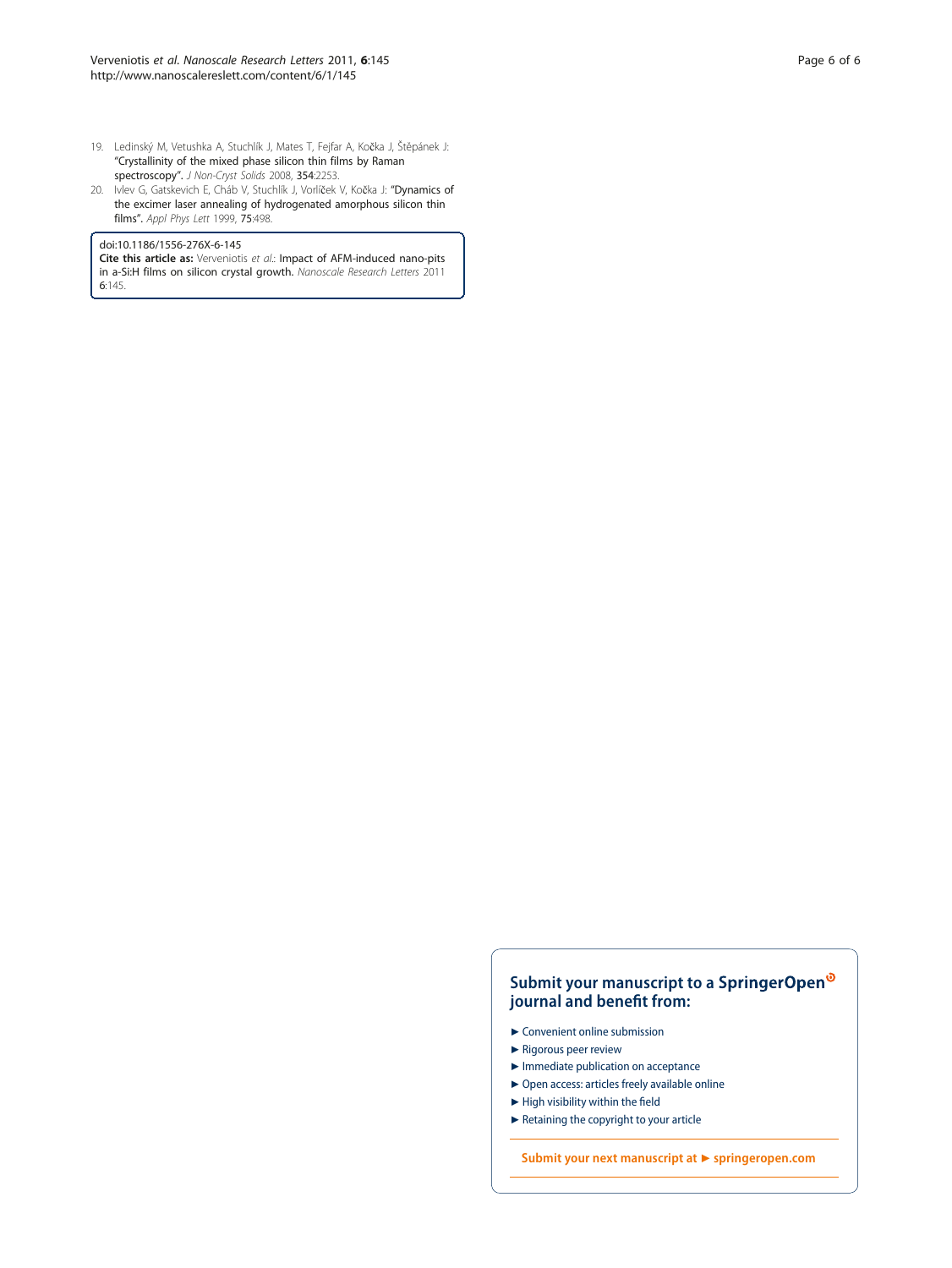19. Ledinský M, Vetushka A, Stuchlík J, Mates T, Fejfar A, Kočka J, Štěpánek J: "Crystallinity of the mixed phase silicon thin films by Raman spectroscopy". *J Non-Cryst Solids* 2008, **354**:2253.
20. Ivlev G, Gatskevich E, Cháb V, Stuchlík J, Vorlíček V, Kočka J: "Dynamics of the excimer laser annealing of hydrogenated amorphous silicon thin films". *Appl Phys Lett* 1999, **75**:498.

doi:10.1186/1556-276X-6-145
**Cite this article as:** Verveniotis *et al.*: Impact of AFM-induced nano-pits in a-Si:H films on silicon crystal growth. *Nanoscale Research Letters* 2011 **6**:145.

**Submit your manuscript to a SpringerOpen journal and benefit from:**

- ► Convenient online submission
- ► Rigorous peer review
- ► Immediate publication on acceptance
- ► Open access: articles freely available online
- ► High visibility within the field
- ► Retaining the copyright to your article

**Submit your next manuscript at ► springeropen.com**